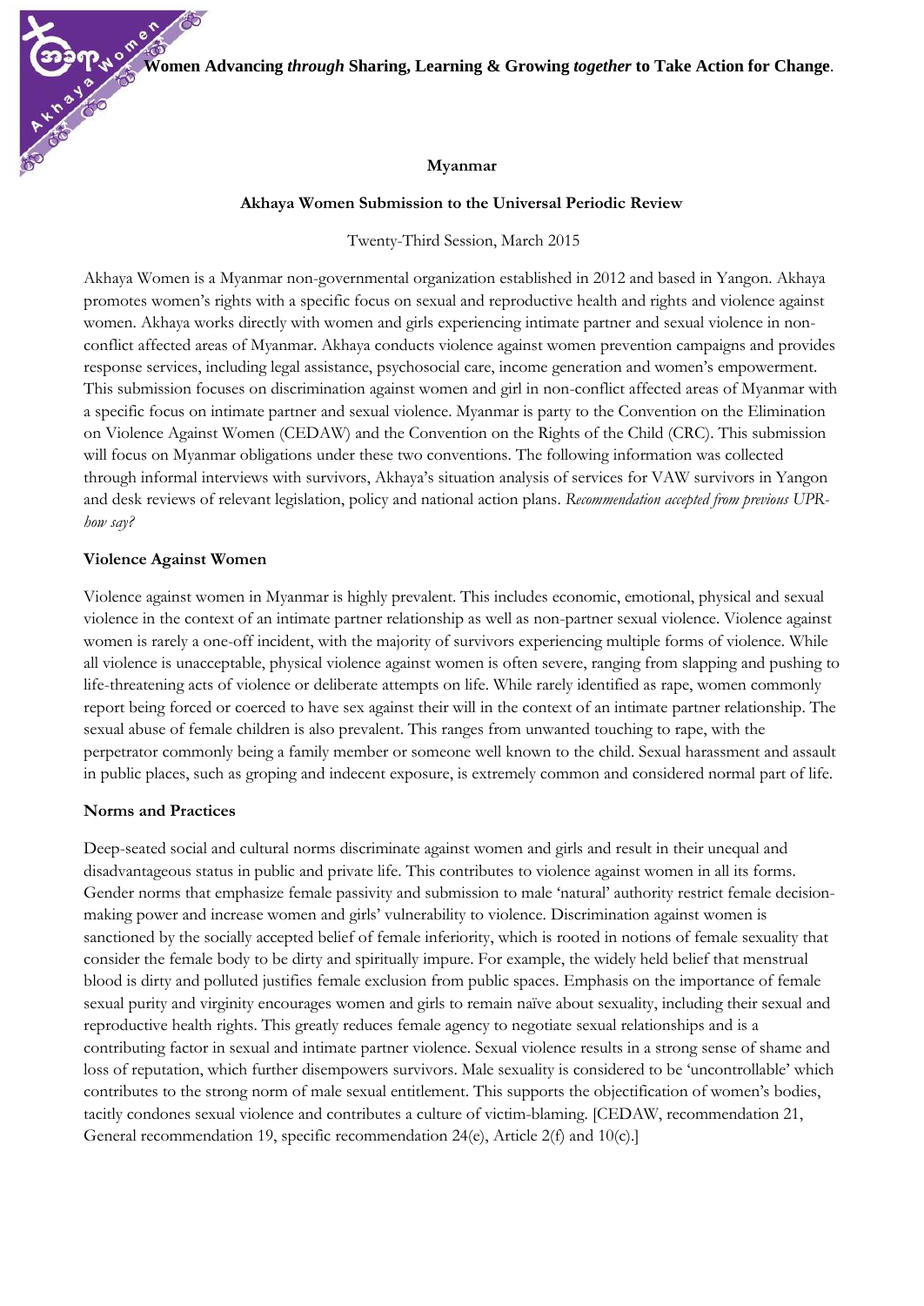**Women Advancing *through* Sharing, Learning & Growing *together* to Take Action for Change**.

**Myanmar**

**Akhaya Women Submission to the Universal Periodic Review**

Twenty-Third Session, March 2015

Akhaya Women is a Myanmar non-governmental organization established in 2012 and based in Yangon. Akhaya promotes women's rights with a specific focus on sexual and reproductive health and rights and violence against women. Akhaya works directly with women and girls experiencing intimate partner and sexual violence in non-conflict affected areas of Myanmar. Akhaya conducts violence against women prevention campaigns and provides response services, including legal assistance, psychosocial care, income generation and women's empowerment. This submission focuses on discrimination against women and girl in non-conflict affected areas of Myanmar with a specific focus on intimate partner and sexual violence. Myanmar is party to the Convention on the Elimination on Violence Against Women (CEDAW) and the Convention on the Rights of the Child (CRC). This submission will focus on Myanmar obligations under these two conventions. The following information was collected through informal interviews with survivors, Akhaya's situation analysis of services for VAW survivors in Yangon and desk reviews of relevant legislation, policy and national action plans. *Recommendation accepted from previous UPR-how say?*

**Violence Against Women**

Violence against women in Myanmar is highly prevalent. This includes economic, emotional, physical and sexual violence in the context of an intimate partner relationship as well as non-partner sexual violence. Violence against women is rarely a one-off incident, with the majority of survivors experiencing multiple forms of violence. While all violence is unacceptable, physical violence against women is often severe, ranging from slapping and pushing to life-threatening acts of violence or deliberate attempts on life. While rarely identified as rape, women commonly report being forced or coerced to have sex against their will in the context of an intimate partner relationship. The sexual abuse of female children is also prevalent. This ranges from unwanted touching to rape, with the perpetrator commonly being a family member or someone well known to the child. Sexual harassment and assault in public places, such as groping and indecent exposure, is extremely common and considered normal part of life.

**Norms and Practices**

Deep-seated social and cultural norms discriminate against women and girls and result in their unequal and disadvantageous status in public and private life. This contributes to violence against women in all its forms. Gender norms that emphasize female passivity and submission to male 'natural' authority restrict female decision-making power and increase women and girls' vulnerability to violence. Discrimination against women is sanctioned by the socially accepted belief of female inferiority, which is rooted in notions of female sexuality that consider the female body to be dirty and spiritually impure. For example, the widely held belief that menstrual blood is dirty and polluted justifies female exclusion from public spaces. Emphasis on the importance of female sexual purity and virginity encourages women and girls to remain naïve about sexuality, including their sexual and reproductive health rights. This greatly reduces female agency to negotiate sexual relationships and is a contributing factor in sexual and intimate partner violence. Sexual violence results in a strong sense of shame and loss of reputation, which further disempowers survivors. Male sexuality is considered to be 'uncontrollable' which contributes to the strong norm of male sexual entitlement. This supports the objectification of women's bodies, tacitly condones sexual violence and contributes a culture of victim-blaming. [CEDAW, recommendation 21, General recommendation 19, specific recommendation 24(e), Article 2(f) and 10(c).]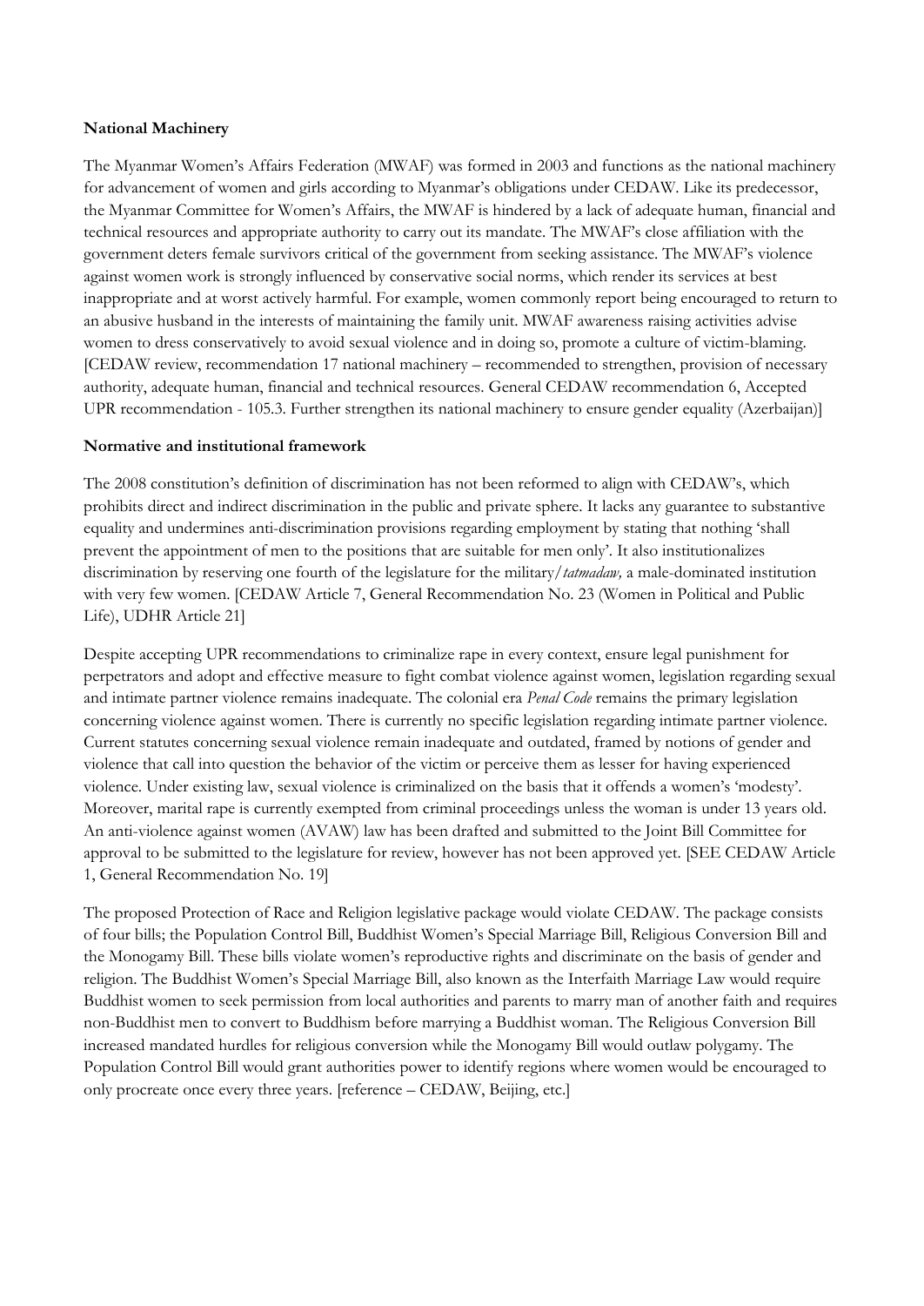**National Machinery**

The Myanmar Women's Affairs Federation (MWAF) was formed in 2003 and functions as the national machinery for advancement of women and girls according to Myanmar's obligations under CEDAW. Like its predecessor, the Myanmar Committee for Women's Affairs, the MWAF is hindered by a lack of adequate human, financial and technical resources and appropriate authority to carry out its mandate. The MWAF's close affiliation with the government deters female survivors critical of the government from seeking assistance. The MWAF's violence against women work is strongly influenced by conservative social norms, which render its services at best inappropriate and at worst actively harmful. For example, women commonly report being encouraged to return to an abusive husband in the interests of maintaining the family unit. MWAF awareness raising activities advise women to dress conservatively to avoid sexual violence and in doing so, promote a culture of victim-blaming. [CEDAW review, recommendation 17 national machinery – recommended to strengthen, provision of necessary authority, adequate human, financial and technical resources. General CEDAW recommendation 6, Accepted UPR recommendation - 105.3. Further strengthen its national machinery to ensure gender equality (Azerbaijan)]

**Normative and institutional framework**

The 2008 constitution's definition of discrimination has not been reformed to align with CEDAW's, which prohibits direct and indirect discrimination in the public and private sphere. It lacks any guarantee to substantive equality and undermines anti-discrimination provisions regarding employment by stating that nothing 'shall prevent the appointment of men to the positions that are suitable for men only'. It also institutionalizes discrimination by reserving one fourth of the legislature for the military/*tatmadaw,* a male-dominated institution with very few women. [CEDAW Article 7, General Recommendation No. 23 (Women in Political and Public Life), UDHR Article 21]

Despite accepting UPR recommendations to criminalize rape in every context, ensure legal punishment for perpetrators and adopt and effective measure to fight combat violence against women, legislation regarding sexual and intimate partner violence remains inadequate. The colonial era *Penal Code* remains the primary legislation concerning violence against women. There is currently no specific legislation regarding intimate partner violence. Current statutes concerning sexual violence remain inadequate and outdated, framed by notions of gender and violence that call into question the behavior of the victim or perceive them as lesser for having experienced violence. Under existing law, sexual violence is criminalized on the basis that it offends a women's 'modesty'. Moreover, marital rape is currently exempted from criminal proceedings unless the woman is under 13 years old. An anti-violence against women (AVAW) law has been drafted and submitted to the Joint Bill Committee for approval to be submitted to the legislature for review, however has not been approved yet. [SEE CEDAW Article 1, General Recommendation No. 19]

The proposed Protection of Race and Religion legislative package would violate CEDAW. The package consists of four bills; the Population Control Bill, Buddhist Women's Special Marriage Bill, Religious Conversion Bill and the Monogamy Bill. These bills violate women's reproductive rights and discriminate on the basis of gender and religion. The Buddhist Women's Special Marriage Bill, also known as the Interfaith Marriage Law would require Buddhist women to seek permission from local authorities and parents to marry man of another faith and requires non-Buddhist men to convert to Buddhism before marrying a Buddhist woman. The Religious Conversion Bill increased mandated hurdles for religious conversion while the Monogamy Bill would outlaw polygamy. The Population Control Bill would grant authorities power to identify regions where women would be encouraged to only procreate once every three years. [reference – CEDAW, Beijing, etc.]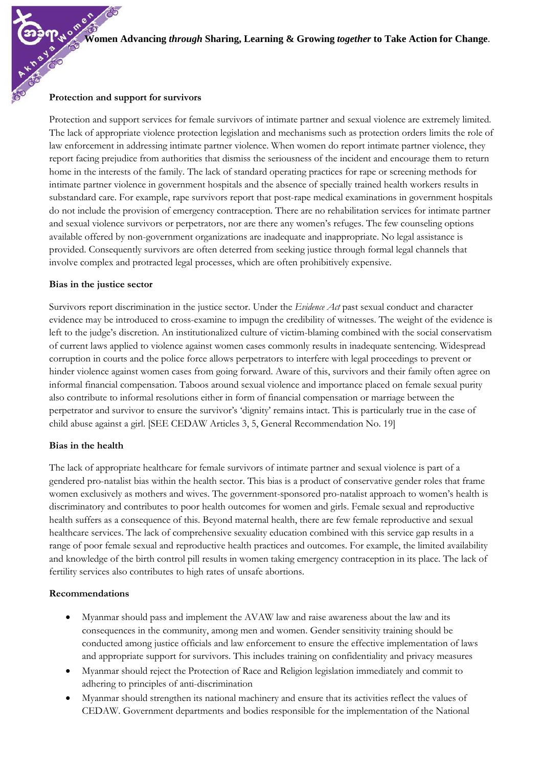### Protection and support for survivors

Protection and support services for female survivors of intimate partner and sexual violence are extremely limited. The lack of appropriate violence protection legislation and mechanisms such as protection orders limits the role of law enforcement in addressing intimate partner violence. When women do report intimate partner violence, they report facing prejudice from authorities that dismiss the seriousness of the incident and encourage them to return home in the interests of the family. The lack of standard operating practices for rape or screening methods for intimate partner violence in government hospitals and the absence of specially trained health workers results in substandard care. For example, rape survivors report that post-rape medical examinations in government hospitals do not include the provision of emergency contraception. There are no rehabilitation services for intimate partner and sexual violence survivors or perpetrators, nor are there any women's refuges. The few counseling options available offered by non-government organizations are inadequate and inappropriate. No legal assistance is provided. Consequently survivors are often deterred from seeking justice through formal legal channels that involve complex and protracted legal processes, which are often prohibitively expensive.

### Bias in the justice sector

Survivors report discrimination in the justice sector. Under the *Evidence Act* past sexual conduct and character evidence may be introduced to cross-examine to impugn the credibility of witnesses. The weight of the evidence is left to the judge's discretion. An institutionalized culture of victim-blaming combined with the social conservatism of current laws applied to violence against women cases commonly results in inadequate sentencing. Widespread corruption in courts and the police force allows perpetrators to interfere with legal proceedings to prevent or hinder violence against women cases from going forward. Aware of this, survivors and their family often agree on informal financial compensation. Taboos around sexual violence and importance placed on female sexual purity also contribute to informal resolutions either in form of financial compensation or marriage between the perpetrator and survivor to ensure the survivor's 'dignity' remains intact. This is particularly true in the case of child abuse against a girl. [SEE CEDAW Articles 3, 5, General Recommendation No. 19]

### Bias in the health

The lack of appropriate healthcare for female survivors of intimate partner and sexual violence is part of a gendered pro-natalist bias within the health sector. This bias is a product of conservative gender roles that frame women exclusively as mothers and wives. The government-sponsored pro-natalist approach to women's health is discriminatory and contributes to poor health outcomes for women and girls. Female sexual and reproductive health suffers as a consequence of this. Beyond maternal health, there are few female reproductive and sexual healthcare services. The lack of comprehensive sexuality education combined with this service gap results in a range of poor female sexual and reproductive health practices and outcomes. For example, the limited availability and knowledge of the birth control pill results in women taking emergency contraception in its place. The lack of fertility services also contributes to high rates of unsafe abortions.

### Recommendations

- Myanmar should pass and implement the AVAW law and raise awareness about the law and its consequences in the community, among men and women. Gender sensitivity training should be conducted among justice officials and law enforcement to ensure the effective implementation of laws and appropriate support for survivors. This includes training on confidentiality and privacy measures
- Myanmar should reject the Protection of Race and Religion legislation immediately and commit to adhering to principles of anti-discrimination
- Myanmar should strengthen its national machinery and ensure that its activities reflect the values of CEDAW. Government departments and bodies responsible for the implementation of the National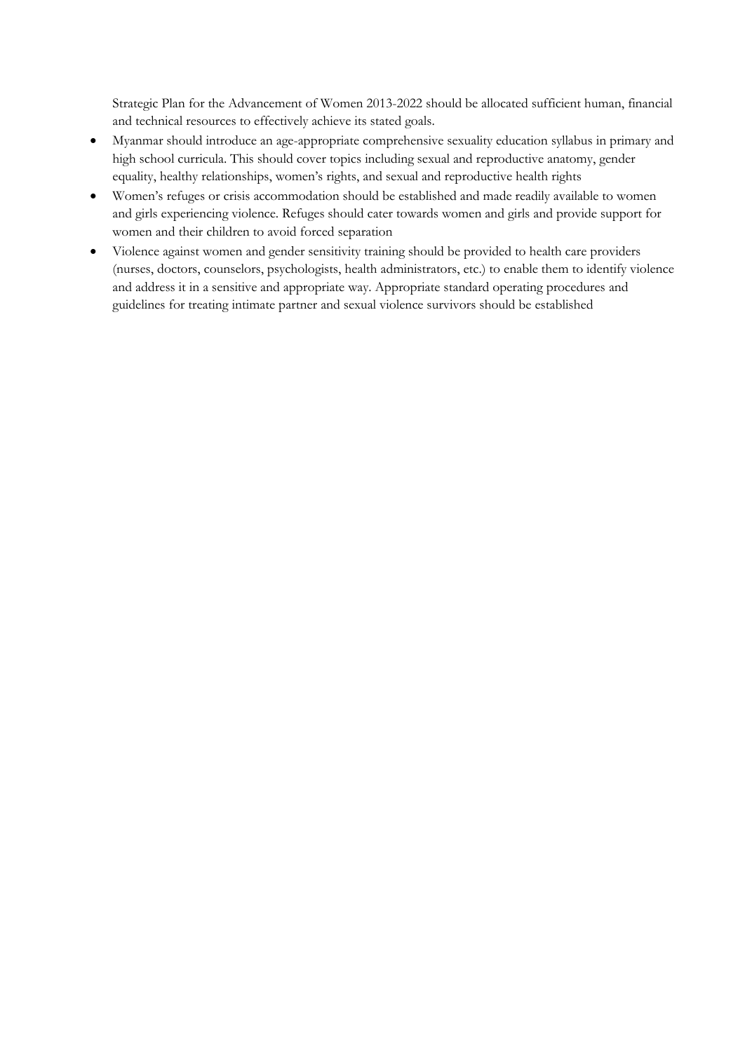Strategic Plan for the Advancement of Women 2013-2022 should be allocated sufficient human, financial and technical resources to effectively achieve its stated goals.

- Myanmar should introduce an age-appropriate comprehensive sexuality education syllabus in primary and high school curricula. This should cover topics including sexual and reproductive anatomy, gender equality, healthy relationships, women's rights, and sexual and reproductive health rights
- Women's refuges or crisis accommodation should be established and made readily available to women and girls experiencing violence. Refuges should cater towards women and girls and provide support for women and their children to avoid forced separation
- Violence against women and gender sensitivity training should be provided to health care providers (nurses, doctors, counselors, psychologists, health administrators, etc.) to enable them to identify violence and address it in a sensitive and appropriate way. Appropriate standard operating procedures and guidelines for treating intimate partner and sexual violence survivors should be established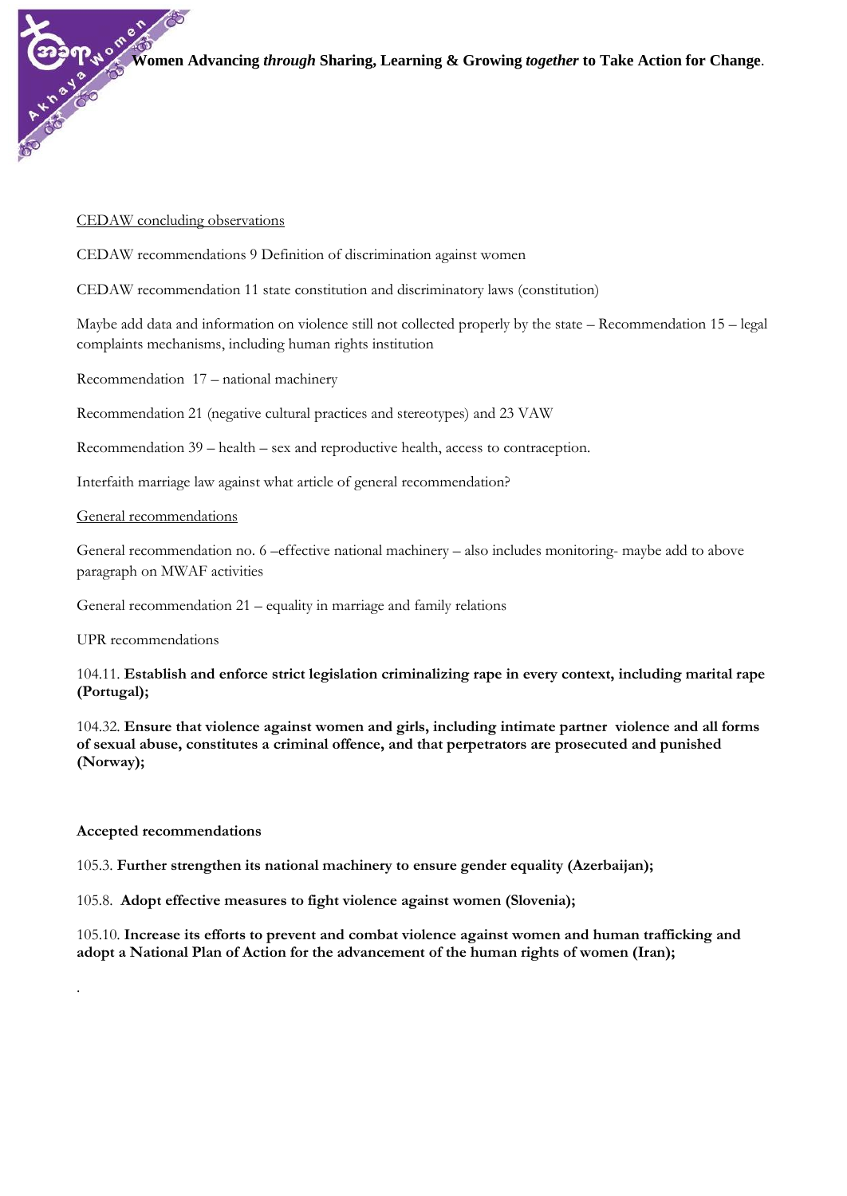Women Advancing *through* Sharing, Learning & Growing *together* to Take Action for Change.

CEDAW concluding observations

CEDAW recommendations 9 Definition of discrimination against women

CEDAW recommendation 11 state constitution and discriminatory laws (constitution)

Maybe add data and information on violence still not collected properly by the state – Recommendation 15 – legal complaints mechanisms, including human rights institution

Recommendation 17 – national machinery

Recommendation 21 (negative cultural practices and stereotypes) and 23 VAW

Recommendation 39 – health – sex and reproductive health, access to contraception.

Interfaith marriage law against what article of general recommendation?

General recommendations

General recommendation no. 6 –effective national machinery – also includes monitoring- maybe add to above paragraph on MWAF activities

General recommendation 21 – equality in marriage and family relations

UPR recommendations

104.11. **Establish and enforce strict legislation criminalizing rape in every context, including marital rape (Portugal);**

104.32. **Ensure that violence against women and girls, including intimate partner violence and all forms of sexual abuse, constitutes a criminal offence, and that perpetrators are prosecuted and punished (Norway);**

**Accepted recommendations**

105.3. **Further strengthen its national machinery to ensure gender equality (Azerbaijan);**

105.8. **Adopt effective measures to fight violence against women (Slovenia);**

105.10. **Increase its efforts to prevent and combat violence against women and human trafficking and adopt a National Plan of Action for the advancement of the human rights of women (Iran);**

.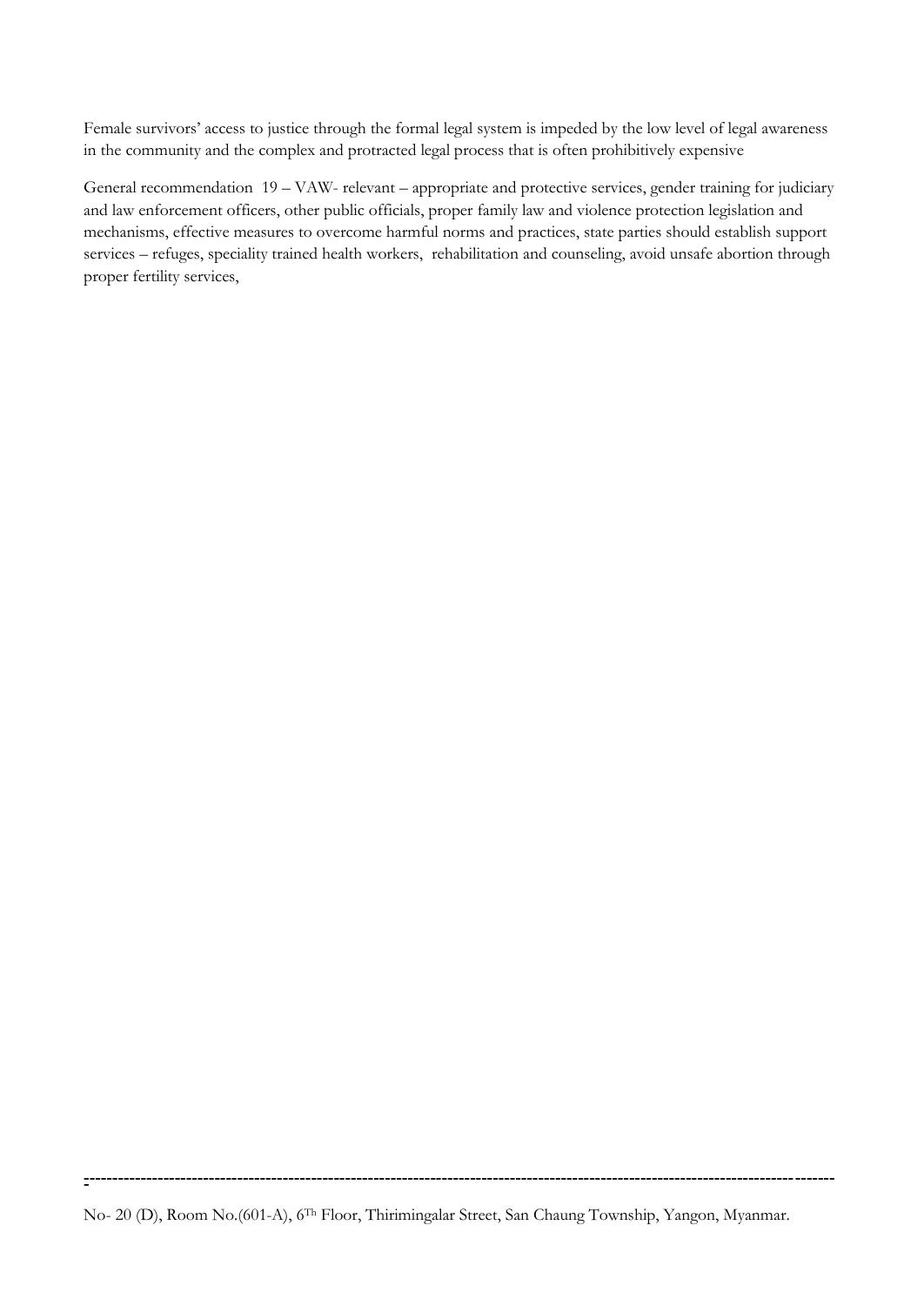Female survivors' access to justice through the formal legal system is impeded by the low level of legal awareness in the community and the complex and protracted legal process that is often prohibitively expensive

General recommendation 19 – VAW- relevant – appropriate and protective services, gender training for judiciary and law enforcement officers, other public officials, proper family law and violence protection legislation and mechanisms, effective measures to overcome harmful norms and practices, state parties should establish support services – refuges, speciality trained health workers, rehabilitation and counseling, avoid unsafe abortion through proper fertility services,